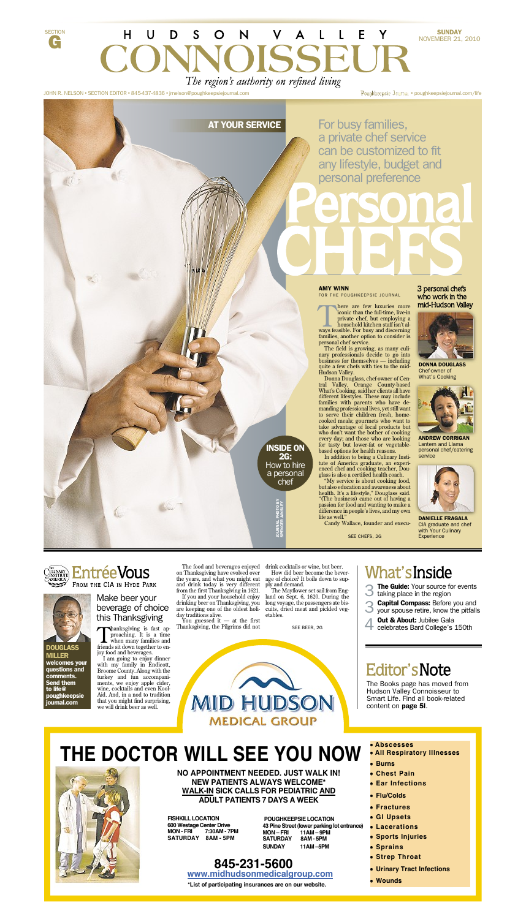SECTION G

# HUDSON VALLEY CONNOISSEUR

*The region's authority on refined living*

JOHN R. NELSON • SECTION EDITOR • 845-437-4836 • jrnelson@poughkeepsiejournal.com

Poughkeepsie Journal • poughkeepsiejournal.com/life

SUNDAY NOVEMBER 21, 2010

AT YOUR SERVICE

For busy families, a private chef service can be customized to fit any lifestyle, budget and personal preference

# Personal CHEFS

JOURNAL PHOTO BY SPENCER AINSLEY

**INSIDE ON 2G:** How to hire a personal chef

**AMY WINN**
FOR THE POUGHKEEPSIE JOURNAL

There are few luxuries more iconic than the full-time, live-in private chef, but employing a household kitchen staff isn't always feasible. For busy and discerning families, another option to consider is personal chef service.

The field is growing, as many culinary professionals decide to go into business for themselves — including quite a few chefs with ties to the mid-Hudson Valley.

Donna Douglass, chef-owner of Central Valley, Orange County-based What's Cooking, said her clients all have different lifestyles. These may include families with parents who have demanding professional lives, yet still want to serve their children fresh, home-cooked meals; gourmets who want to take advantage of local products but who don't want the bother of cooking every day; and those who are looking for tasty but lower-fat or vegetable-based options for health reasons.

In addition to being a Culinary Institute of America graduate, an experienced chef and cooking teacher, Douglass is also a certified health coach.

"My service is about cooking food, but also education and awareness about health. It's a lifestyle," Douglass said. "(The business) came out of having a passion for food and wanting to make a difference in people's lives, and my own life as well."

Candy Wallace, founder and execu-

SEE CHEFS, 2G

**3 personal chefs who work in the mid-Hudson Valley**

**DONNA DOUGLASS**
Chef-owner of What's Cooking

**ANDREW CORRIGAN**
Lantern and Llama personal chef/catering service

**DANIELLE FRAGALA**
CIA graduate and chef with Your Culinary Experience

## EntréeVous
FROM THE CIA IN HYDE PARK

**DOUGLASS MILLER** welcomes your questions and comments. Send them to life@poughkeepsiejournal.com

### Make beer your beverage of choice this Thanksgiving

Thanksgiving is fast approaching. It is a time when many families and friends sit down together to enjoy food and beverages.

I am going to enjoy dinner with my family in Endicott, Broome County. Along with the turkey and fun accompaniments, we enjoy apple cider, wine, cocktails and even Kool-Aid. And, in a nod to tradition that you might find surprising, we will drink beer as well.

The food and beverages enjoyed on Thanksgiving have evolved over the years, and what you might eat and drink today is very different from the first Thanksgiving in 1621.

If you and your household enjoy drinking beer on Thanksgiving, you are keeping one of the oldest holiday traditions alive.

You guessed it — at the first Thanksgiving, the Pilgrims did not drink cocktails or wine, but beer.

How did beer become the beverage of choice? It boils down to supply and demand.

The Mayflower set sail from England on Sept. 6, 1620. During the long voyage, the passengers ate biscuits, dried meat and pickled vegetables.

SEE BEER, 2G

## What's Inside

3 **The Guide:** Your source for events taking place in the region

3 **Capital Compass:** Before you and your spouse retire, know the pitfalls

4 **Out & About:** Jubilee Gala celebrates Bard College's 150th

## Editor's Note

The Books page has moved from Hudson Valley Connoisseur to Smart Life. Find all book-related content on **page 5I**.

MID HUDSON MEDICAL GROUP

# THE DOCTOR WILL SEE YOU NOW

**NO APPOINTMENT NEEDED. JUST WALK IN!**
**NEW PATIENTS ALWAYS WELCOME***
**WALK-IN SICK CALLS FOR PEDIATRIC AND ADULT PATIENTS 7 DAYS A WEEK**

**FISHKILL LOCATION**
**600 Westage Center Drive**
**MON - FRI 7:30AM - 7PM**
**SATURDAY 8AM - 5PM**

**POUGHKEEPSIE LOCATION**
**43 Pine Street (lower parking lot entrance)**
**MON – FRI 11AM – 9PM**
**SATURDAY 8AM - 5PM**
**SUNDAY 11AM –5PM**

**845-231-5600**
**www.midhudsonmedicalgroup.com**
***List of participating insurances are on our website.**

- Abscesses
- All Respiratory Illnesses
- Burns
- Chest Pain
- Ear Infections
- Flu/Colds
- Fractures
- GI Upsets
- Lacerations
- Sports Injuries
- Sprains
- Strep Throat
- Urinary Tract Infections
- Wounds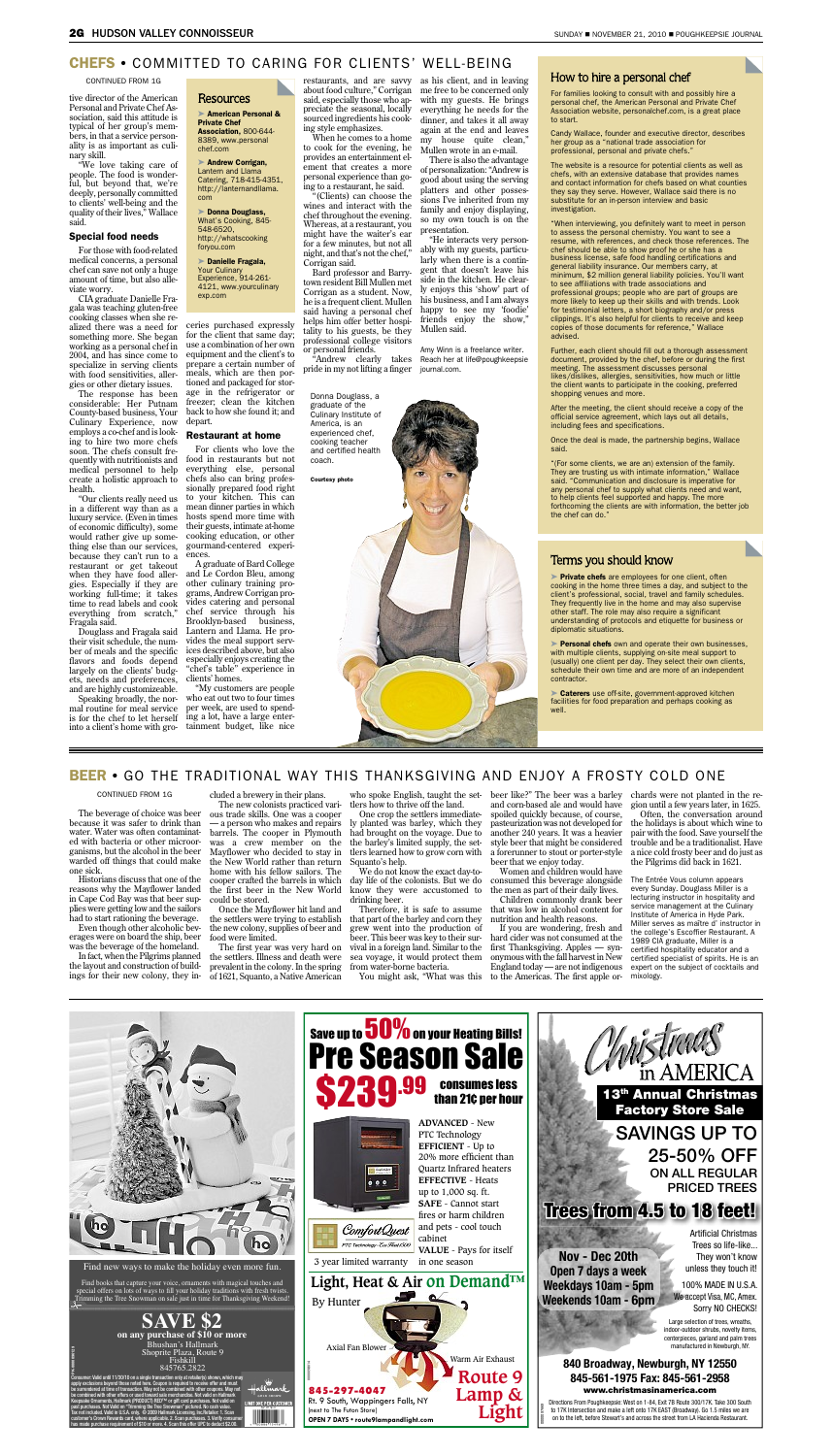# CHEFS • COMMITTED TO CARING FOR CLIENTS' WELL-BEING

CONTINUED FROM 1G

tive director of the American Personal and Private Chef Association, said this attitude is typical of her group's members, in that a service personality is as important as culinary skill.

"We love taking care of people. The food is wonderful, but beyond that, we're deeply, personally committed to clients' well-being and the quality of their lives," Wallace said.

### Special food needs

For those with food-related medical concerns, a personal chef can save not only a huge amount of time, but also alleviate worry.

CIA graduate Danielle Fragala was teaching gluten-free cooking classes when she realized there was a need for something more. She began working as a personal chef in 2004, and has since come to specialize in serving clients with food sensitivities, allergies or other dietary issues.

The response has been considerable: Her Putnam County-based business, Your Culinary Experience, now employs a co-chef and is looking to hire two more chefs soon. The chefs consult frequently with nutritionists and medical personnel to help create a holistic approach to health.

"Our clients really need us in a different way than as a luxury service. (Even in times of economic difficulty), some would rather give up something else than our services, because they can't run to a restaurant or get takeout when they have food allergies. Especially if they are working full-time; it takes time to read labels and cook everything from scratch," Fragala said.

Douglass and Fragala said their visit schedule, the number of meals and the specific flavors and foods depend largely on the clients' budgets, needs and preferences, and are highly customizable.

Speaking broadly, the normal routine for meal service is for the chef to let herself into a client's home with groceries purchased expressly for the client that same day; use a combination of her own equipment and the client's to prepare a certain number of meals, which are then portioned and packaged for storage in the refrigerator or freezer; clean the kitchen back to how she found it; and depart.

### Resources

- **American Personal & Private Chef Association**, 800-644-8389, www.personalchef.com
- **Andrew Corrigan**, Lantern and Llama Catering, 718-415-4351, http://lanternandllama.com
- **Donna Douglass**, What's Cooking, 845-548-6520, http://whatscookingforyou.com
- **Danielle Fragala**, Your Culinary Experience, 914-261-4121, www.yourculinaryexp.com

### Restaurant at home

For clients who love the food in restaurants but not everything else, personal chefs also can bring professionally prepared food right to your kitchen. This can mean dinner parties in which hosts spend more time with their guests, intimate at-home cooking education, or other gourmand-centered experiences.

A graduate of Bard College and Le Cordon Bleu, among other culinary training programs, Andrew Corrigan provides catering and personal chef service through his Brooklyn-based business, Lantern and Llama. He provides the meal support services described above, but also especially enjoys creating the "chef's table" experience in clients' homes.

"My customers are people who eat out two to four times per week, are used to spending a lot, have a large entertainment budget, like nice restaurants, and are savvy about food culture," Corrigan said, especially those who appreciate the seasonal, locally sourced ingredients his cooking style emphasizes.

When he comes to a home to cook for the evening, he provides an entertainment element that creates a more personal experience than going to a restaurant, he said.

"(Clients) can choose the wines and interact with the chef throughout the evening. Whereas, at a restaurant, you might have the waiter's ear for a few minutes, but not all night, and that's not the chef," Corrigan said.

Bard professor and Barrytown resident Bill Mullen met Corrigan as a student. Now, he is a frequent client. Mullen said having a personal chef helps him offer better hospitality to his guests, be they professional college visitors or personal friends.

"Andrew clearly takes pride in my not lifting a finger as his client, and in leaving me free to be concerned only with my guests. He brings everything he needs for the dinner, and takes it all away again at the end and leaves my house quite clean," Mullen wrote in an e-mail.

There is also the advantage of personalization: "Andrew is good about using the serving platters and other possessions I've inherited from my family and enjoy displaying, so my own touch is on the presentation.

"He interacts very personably with my guests, particularly when there is a contingent that doesn't leave his side in the kitchen. He clearly enjoys this 'show' part of his business, and I am always happy to see my 'foodie' friends enjoy the show," Mullen said.

Amy Winn is a freelance writer. Reach her at life@poughkeepsiejournal.com.

Donna Douglass, a graduate of the Culinary Institute of America, is an experienced chef, cooking teacher and certified health coach.

Courtesy photo

### How to hire a personal chef

For families looking to consult with and possibly hire a personal chef, the American Personal and Private Chef Association website, personalchef.com, is a great place to start.

Candy Wallace, founder and executive director, describes her group as a "national trade association for professional, personal and private chefs."

The website is a resource for potential clients as well as chefs, with an extensive database that provides names and contact information for chefs based on what counties they say they serve. However, Wallace said there is no substitute for an in-person interview and basic investigation.

"When interviewing, you definitely want to meet in person to assess the personal chemistry. You want to see a resume, with references, and check those references. The chef should be able to show proof he or she has a business license, safe food handling certifications and general liability insurance. Our members carry, at minimum, $2 million general liability policies. You'll want to see affiliations with trade associations and professional groups; people who are part of groups are more likely to keep up their skills and with trends. Look for testimonial letters, a short biography and/or press clippings. It's also helpful for clients to receive and keep copies of those documents for reference," Wallace advised.

Further, each client should fill out a thorough assessment document, provided by the chef, before or during the first meeting. The assessment discusses personal likes/dislikes, allergies, sensitivities, how much or little the client wants to participate in the cooking, preferred shopping venues and more.

After the meeting, the client should receive a copy of the official service agreement, which lays out all details, including fees and specifications.

Once the deal is made, the partnership begins, Wallace said.

"(For some clients, we are an) extension of the family. They are trusting us with intimate information," Wallace said. "Communication and disclosure is imperative for any personal chef to supply what clients need and want, to help clients feel supported and happy. The more forthcoming the clients are with information, the better job the chef can do."

### Terms you should know

- **Private chefs** are employees for one client, often cooking in the home three times a day, and subject to the client's professional, social, travel and family schedules. They frequently live in the home and may also supervise other staff. The role may also require a significant understanding of protocols and etiquette for business or diplomatic situations.
- **Personal chefs** own and operate their own businesses, with multiple clients, supplying on-site meal support to (usually) one client per day. They select their own clients, schedule their own time and are more of an independent contractor.
- **Caterers** use off-site, government-approved kitchen facilities for food preparation and perhaps cooking as well.

# BEER • GO THE TRADITIONAL WAY THIS THANKSGIVING AND ENJOY A FROSTY COLD ONE

CONTINUED FROM 1G

The beverage of choice was beer because it was safer to drink than water. Water was often contaminated with bacteria or other microorganisms, but the alcohol in the beer warded off things that could make one sick.

Historians discuss that one of the reasons why the Mayflower landed in Cape Cod Bay was that beer supplies were getting low and the sailors had to start rationing the beverage.

Even though other alcoholic beverages were on board the ship, beer was the beverage of the homeland.

In fact, when the Pilgrims planned the layout and construction of buildings for their new colony, they included a brewery in their plans.

The new colonists practiced various trade skills. One was a cooper — a person who makes and repairs barrels. The cooper in Plymouth was a crew member on the Mayflower who decided to stay in the New World rather than return home with his fellow sailors. The cooper crafted the barrels in which the first beer in the New World could be stored.

Once the Mayflower hit land and the settlers were trying to establish the new colony, supplies of beer and food were limited.

The first year was very hard on the settlers. Illness and death were prevalent in the colony. In the spring of 1621, Squanto, a Native American who spoke English, taught the settlers how to thrive off the land.

One crop the settlers immediately planted was barley, which they had brought on the voyage. Due to the barley's limited supply, the settlers learned how to grow corn with Squanto's help.

We do not know the exact day-to-day life of the colonists. But we do know they were accustomed to drinking beer.

Therefore, it is safe to assume that part of the barley and corn they grew went into the production of beer. This beer was key to their survival in a foreign land. Similar to the sea voyage, it would protect them from water-borne bacteria.

You might ask, "What was this beer like?" The beer was a barley and corn-based ale and would have spoiled quickly because, of course, pasteurization was not developed for another 240 years. It was a heavier style beer that might be considered a forerunner to stout or porter-style beer that we enjoy today.

Women and children would have consumed this beverage alongside the men as part of their daily lives.

Children commonly drank beer that was low in alcohol content for nutrition and health reasons.

If you are wondering, fresh and hard cider was not consumed at the first Thanksgiving. Apples — synonymous with the fall harvest in New England today — are not indigenous to the Americas. The first apple orchards were not planted in the region until a few years later, in 1625.

Often, the conversation around the holidays is about which wine to pair with the food. Save yourself the trouble and be a traditionalist. Have a nice cold frosty beer and do just as the Pilgrims did back in 1621.

The Entrée Vous column appears every Sunday. Douglass Miller is a lecturing instructor in hospitality and service management at the Culinary Institute of America in Hyde Park. Miller serves as maître d' instructor in the college's Escoffier Restaurant. A 1989 CIA graduate, Miller is a certified hospitality educator and a certified specialist of spirits. He is an expert on the subject of cocktails and mixology.

Find new ways to make the holiday even more fun.

Find books that capture your voice, ornaments with magical touches and special offers on lots of ways to fill your holiday traditions with fresh twists. Trimming the Tree Snowman on sale just in time for Thanksgiving Weekend!

**SAVE $2** on any purchase of $10 or more
Bhushan's Hallmark
Shoprite Plaza, Route 9
Fishkill
845765.2822

Save up to 50% on your Heating Bills!
**Pre Season Sale**
**$239.99** consumes less than 21¢ per hour

**ADVANCED** - New PTC Technology
**EFFICIENT** - Up to 20% more efficient than Quartz Infrared heaters
**EFFECTIVE** - Heats up to 1,000 sq. ft.
**SAFE** - Cannot start fires or harm children and pets - cool touch cabinet
**VALUE** - Pays for itself in one season

3 year limited warranty

Light, Heat & Air on Demand™ By Hunter

Axial Fan Blower — Warm Air Exhaust

845-297-4047
Rt. 9 South, Wappingers Falls, NY
(next to The Futon Store)
OPEN 7 DAYS • route9lampandlight.com

Route 9 Lamp & Light

Christmas in AMERICA
13th Annual Christmas Factory Store Sale
SAVINGS UP TO 25-50% OFF ON ALL REGULAR PRICED TREES
Trees from 4.5 to 18 feet!

Nov - Dec 20th
Open 7 days a week
Weekdays 10am - 5pm
Weekends 10am - 6pm

Artificial Christmas Trees so life-like... They won't know unless they touch it!

100% MADE IN U.S.A.
We accept Visa, MC, Amex. Sorry NO CHECKS!

Large selection of trees, wreaths, indoor-outdoor shrubs, novelty items, centerpieces, garland and palm trees manufactured in Newburgh, NY.

**840 Broadway, Newburgh, NY 12550**
**845-561-1975 Fax: 845-561-2958**
**www.christmasinamerica.com**

Directions From Poughkeepsie: West on I-84, Exit 7B Route 300/17K. Take 300 South to 17K intersection and make a left onto 17K EAST (Broadway). Go 1.5 miles we are on to the left, before Stewart's and across the street from LA Hacienda Restaurant.